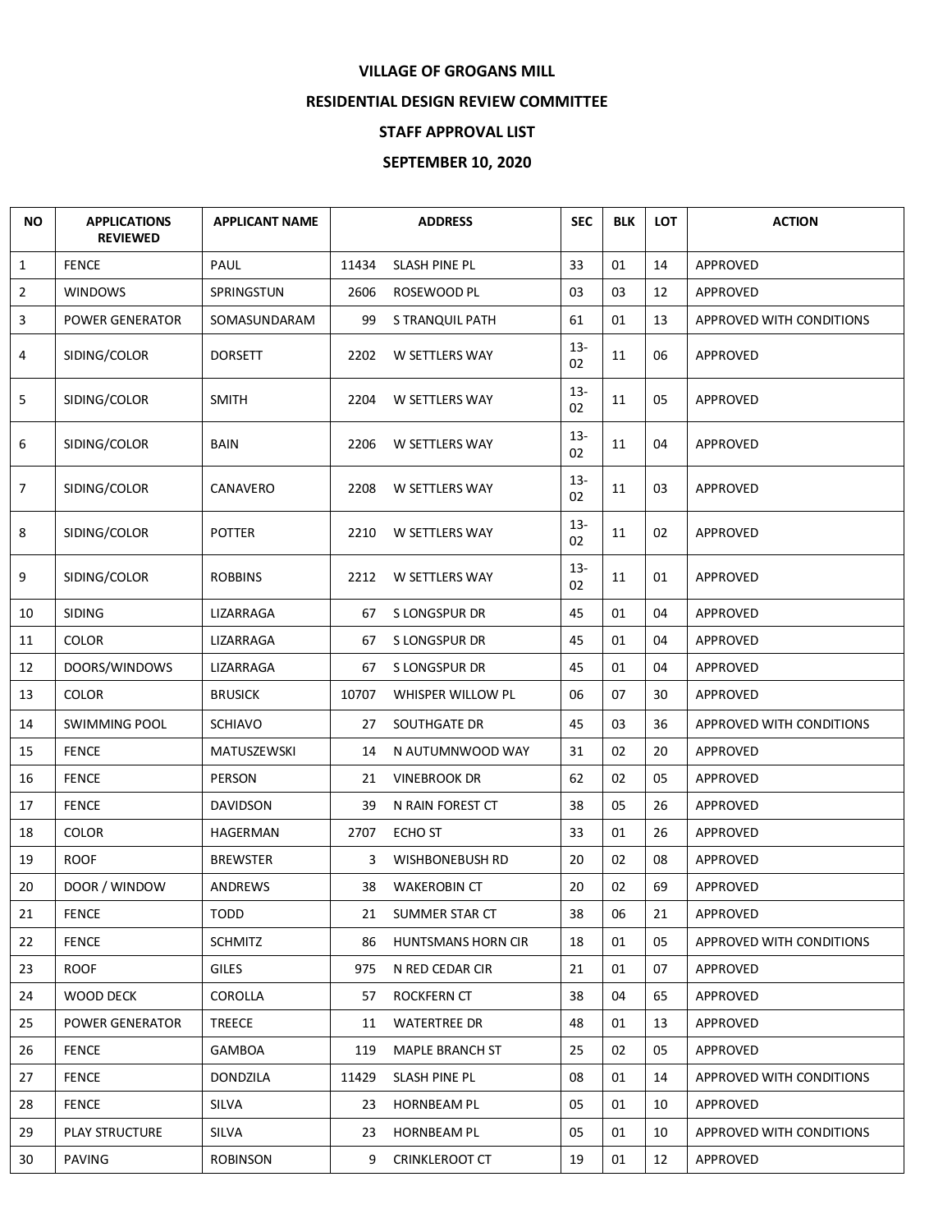**VILLAGE OF GROGANS MILL**

**RESIDENTIAL DESIGN REVIEW COMMITTEE**

**STAFF APPROVAL LIST**

**SEPTEMBER 10, 2020**

| NO | APPLICATIONS REVIEWED | APPLICANT NAME | ADDRESS | | SEC | BLK | LOT | ACTION |
|---|---|---|---|---|---|---|---|---|
| 1 | FENCE | PAUL | 11434 | SLASH PINE PL | 33 | 01 | 14 | APPROVED |
| 2 | WINDOWS | SPRINGSTUN | 2606 | ROSEWOOD PL | 03 | 03 | 12 | APPROVED |
| 3 | POWER GENERATOR | SOMASUNDARAM | 99 | S TRANQUIL PATH | 61 | 01 | 13 | APPROVED WITH CONDITIONS |
| 4 | SIDING/COLOR | DORSETT | 2202 | W SETTLERS WAY | 13-02 | 11 | 06 | APPROVED |
| 5 | SIDING/COLOR | SMITH | 2204 | W SETTLERS WAY | 13-02 | 11 | 05 | APPROVED |
| 6 | SIDING/COLOR | BAIN | 2206 | W SETTLERS WAY | 13-02 | 11 | 04 | APPROVED |
| 7 | SIDING/COLOR | CANAVERO | 2208 | W SETTLERS WAY | 13-02 | 11 | 03 | APPROVED |
| 8 | SIDING/COLOR | POTTER | 2210 | W SETTLERS WAY | 13-02 | 11 | 02 | APPROVED |
| 9 | SIDING/COLOR | ROBBINS | 2212 | W SETTLERS WAY | 13-02 | 11 | 01 | APPROVED |
| 10 | SIDING | LIZARRAGA | 67 | S LONGSPUR DR | 45 | 01 | 04 | APPROVED |
| 11 | COLOR | LIZARRAGA | 67 | S LONGSPUR DR | 45 | 01 | 04 | APPROVED |
| 12 | DOORS/WINDOWS | LIZARRAGA | 67 | S LONGSPUR DR | 45 | 01 | 04 | APPROVED |
| 13 | COLOR | BRUSICK | 10707 | WHISPER WILLOW PL | 06 | 07 | 30 | APPROVED |
| 14 | SWIMMING POOL | SCHIAVO | 27 | SOUTHGATE DR | 45 | 03 | 36 | APPROVED WITH CONDITIONS |
| 15 | FENCE | MATUSZEWSKI | 14 | N AUTUMNWOOD WAY | 31 | 02 | 20 | APPROVED |
| 16 | FENCE | PERSON | 21 | VINEBROOK DR | 62 | 02 | 05 | APPROVED |
| 17 | FENCE | DAVIDSON | 39 | N RAIN FOREST CT | 38 | 05 | 26 | APPROVED |
| 18 | COLOR | HAGERMAN | 2707 | ECHO ST | 33 | 01 | 26 | APPROVED |
| 19 | ROOF | BREWSTER | 3 | WISHBONEBUSH RD | 20 | 02 | 08 | APPROVED |
| 20 | DOOR / WINDOW | ANDREWS | 38 | WAKEROBIN CT | 20 | 02 | 69 | APPROVED |
| 21 | FENCE | TODD | 21 | SUMMER STAR CT | 38 | 06 | 21 | APPROVED |
| 22 | FENCE | SCHMITZ | 86 | HUNTSMANS HORN CIR | 18 | 01 | 05 | APPROVED WITH CONDITIONS |
| 23 | ROOF | GILES | 975 | N RED CEDAR CIR | 21 | 01 | 07 | APPROVED |
| 24 | WOOD DECK | COROLLA | 57 | ROCKFERN CT | 38 | 04 | 65 | APPROVED |
| 25 | POWER GENERATOR | TREECE | 11 | WATERTREE DR | 48 | 01 | 13 | APPROVED |
| 26 | FENCE | GAMBOA | 119 | MAPLE BRANCH ST | 25 | 02 | 05 | APPROVED |
| 27 | FENCE | DONDZILA | 11429 | SLASH PINE PL | 08 | 01 | 14 | APPROVED WITH CONDITIONS |
| 28 | FENCE | SILVA | 23 | HORNBEAM PL | 05 | 01 | 10 | APPROVED |
| 29 | PLAY STRUCTURE | SILVA | 23 | HORNBEAM PL | 05 | 01 | 10 | APPROVED WITH CONDITIONS |
| 30 | PAVING | ROBINSON | 9 | CRINKLEROOT CT | 19 | 01 | 12 | APPROVED |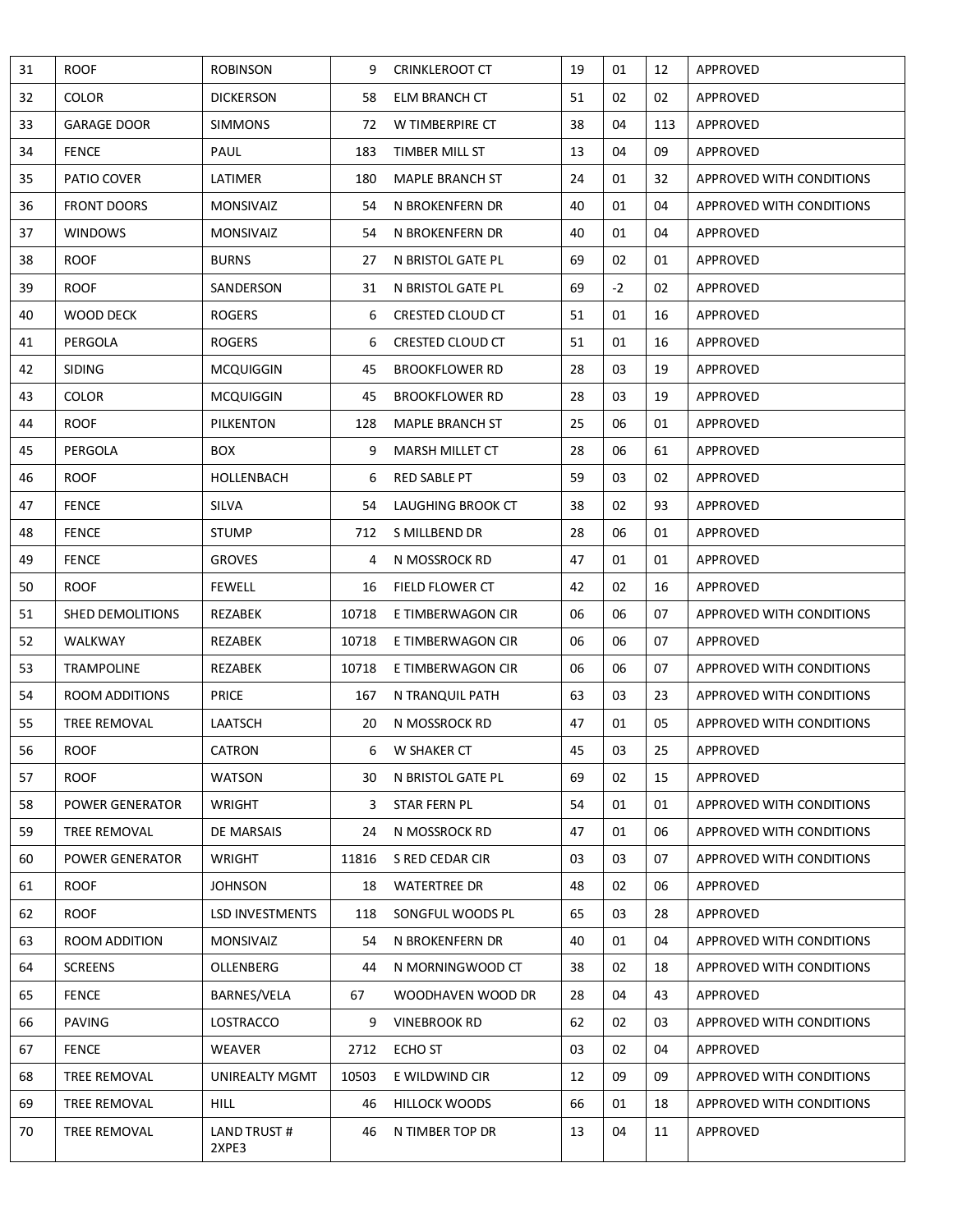| | | | | | | | | |
|---|---|---|---|---|---|---|---|---|
| 31 | ROOF | ROBINSON | 9 | CRINKLEROOT CT | 19 | 01 | 12 | APPROVED |
| 32 | COLOR | DICKERSON | 58 | ELM BRANCH CT | 51 | 02 | 02 | APPROVED |
| 33 | GARAGE DOOR | SIMMONS | 72 | W TIMBERPIRE CT | 38 | 04 | 113 | APPROVED |
| 34 | FENCE | PAUL | 183 | TIMBER MILL ST | 13 | 04 | 09 | APPROVED |
| 35 | PATIO COVER | LATIMER | 180 | MAPLE BRANCH ST | 24 | 01 | 32 | APPROVED WITH CONDITIONS |
| 36 | FRONT DOORS | MONSIVAIZ | 54 | N BROKENFERN DR | 40 | 01 | 04 | APPROVED WITH CONDITIONS |
| 37 | WINDOWS | MONSIVAIZ | 54 | N BROKENFERN DR | 40 | 01 | 04 | APPROVED |
| 38 | ROOF | BURNS | 27 | N BRISTOL GATE PL | 69 | 02 | 01 | APPROVED |
| 39 | ROOF | SANDERSON | 31 | N BRISTOL GATE PL | 69 | -2 | 02 | APPROVED |
| 40 | WOOD DECK | ROGERS | 6 | CRESTED CLOUD CT | 51 | 01 | 16 | APPROVED |
| 41 | PERGOLA | ROGERS | 6 | CRESTED CLOUD CT | 51 | 01 | 16 | APPROVED |
| 42 | SIDING | MCQUIGGIN | 45 | BROOKFLOWER RD | 28 | 03 | 19 | APPROVED |
| 43 | COLOR | MCQUIGGIN | 45 | BROOKFLOWER RD | 28 | 03 | 19 | APPROVED |
| 44 | ROOF | PILKENTON | 128 | MAPLE BRANCH ST | 25 | 06 | 01 | APPROVED |
| 45 | PERGOLA | BOX | 9 | MARSH MILLET CT | 28 | 06 | 61 | APPROVED |
| 46 | ROOF | HOLLENBACH | 6 | RED SABLE PT | 59 | 03 | 02 | APPROVED |
| 47 | FENCE | SILVA | 54 | LAUGHING BROOK CT | 38 | 02 | 93 | APPROVED |
| 48 | FENCE | STUMP | 712 | S MILLBEND DR | 28 | 06 | 01 | APPROVED |
| 49 | FENCE | GROVES | 4 | N MOSSROCK RD | 47 | 01 | 01 | APPROVED |
| 50 | ROOF | FEWELL | 16 | FIELD FLOWER CT | 42 | 02 | 16 | APPROVED |
| 51 | SHED DEMOLITIONS | REZABEK | 10718 | E TIMBERWAGON CIR | 06 | 06 | 07 | APPROVED WITH CONDITIONS |
| 52 | WALKWAY | REZABEK | 10718 | E TIMBERWAGON CIR | 06 | 06 | 07 | APPROVED |
| 53 | TRAMPOLINE | REZABEK | 10718 | E TIMBERWAGON CIR | 06 | 06 | 07 | APPROVED WITH CONDITIONS |
| 54 | ROOM ADDITIONS | PRICE | 167 | N TRANQUIL PATH | 63 | 03 | 23 | APPROVED WITH CONDITIONS |
| 55 | TREE REMOVAL | LAATSCH | 20 | N MOSSROCK RD | 47 | 01 | 05 | APPROVED WITH CONDITIONS |
| 56 | ROOF | CATRON | 6 | W SHAKER CT | 45 | 03 | 25 | APPROVED |
| 57 | ROOF | WATSON | 30 | N BRISTOL GATE PL | 69 | 02 | 15 | APPROVED |
| 58 | POWER GENERATOR | WRIGHT | 3 | STAR FERN PL | 54 | 01 | 01 | APPROVED WITH CONDITIONS |
| 59 | TREE REMOVAL | DE MARSAIS | 24 | N MOSSROCK RD | 47 | 01 | 06 | APPROVED WITH CONDITIONS |
| 60 | POWER GENERATOR | WRIGHT | 11816 | S RED CEDAR CIR | 03 | 03 | 07 | APPROVED WITH CONDITIONS |
| 61 | ROOF | JOHNSON | 18 | WATERTREE DR | 48 | 02 | 06 | APPROVED |
| 62 | ROOF | LSD INVESTMENTS | 118 | SONGFUL WOODS PL | 65 | 03 | 28 | APPROVED |
| 63 | ROOM ADDITION | MONSIVAIZ | 54 | N BROKENFERN DR | 40 | 01 | 04 | APPROVED WITH CONDITIONS |
| 64 | SCREENS | OLLENBERG | 44 | N MORNINGWOOD CT | 38 | 02 | 18 | APPROVED WITH CONDITIONS |
| 65 | FENCE | BARNES/VELA | 67 | WOODHAVEN WOOD DR | 28 | 04 | 43 | APPROVED |
| 66 | PAVING | LOSTRACCO | 9 | VINEBROOK RD | 62 | 02 | 03 | APPROVED WITH CONDITIONS |
| 67 | FENCE | WEAVER | 2712 | ECHO ST | 03 | 02 | 04 | APPROVED |
| 68 | TREE REMOVAL | UNIREALTY MGMT | 10503 | E WILDWIND CIR | 12 | 09 | 09 | APPROVED WITH CONDITIONS |
| 69 | TREE REMOVAL | HILL | 46 | HILLOCK WOODS | 66 | 01 | 18 | APPROVED WITH CONDITIONS |
| 70 | TREE REMOVAL | LAND TRUST # 2XPE3 | 46 | N TIMBER TOP DR | 13 | 04 | 11 | APPROVED |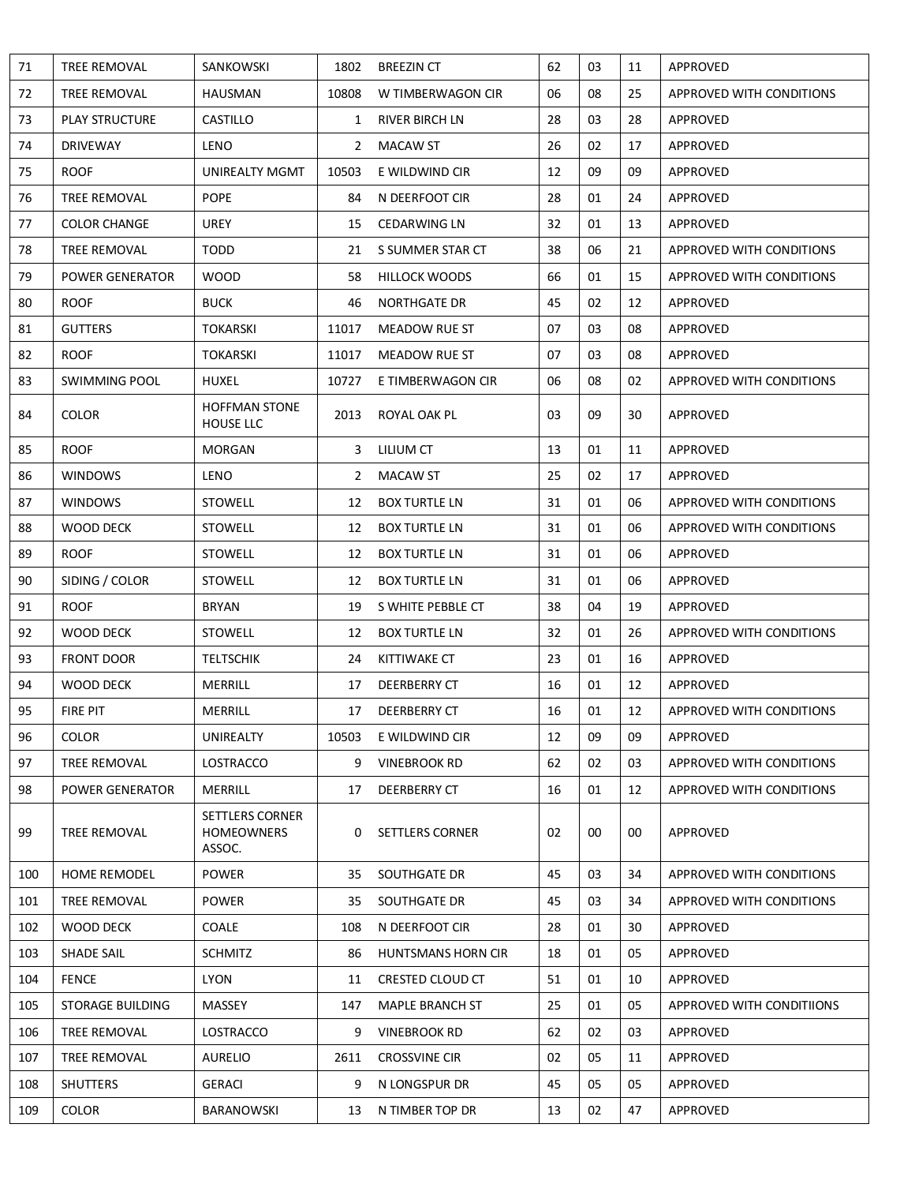| | | | | | | | | |
|---|---|---|---|---|---|---|---|---|
| 71 | TREE REMOVAL | SANKOWSKI | 1802 | BREEZIN CT | 62 | 03 | 11 | APPROVED |
| 72 | TREE REMOVAL | HAUSMAN | 10808 | W TIMBERWAGON CIR | 06 | 08 | 25 | APPROVED WITH CONDITIONS |
| 73 | PLAY STRUCTURE | CASTILLO | 1 | RIVER BIRCH LN | 28 | 03 | 28 | APPROVED |
| 74 | DRIVEWAY | LENO | 2 | MACAW ST | 26 | 02 | 17 | APPROVED |
| 75 | ROOF | UNIREALTY MGMT | 10503 | E WILDWIND CIR | 12 | 09 | 09 | APPROVED |
| 76 | TREE REMOVAL | POPE | 84 | N DEERFOOT CIR | 28 | 01 | 24 | APPROVED |
| 77 | COLOR CHANGE | UREY | 15 | CEDARWING LN | 32 | 01 | 13 | APPROVED |
| 78 | TREE REMOVAL | TODD | 21 | S SUMMER STAR CT | 38 | 06 | 21 | APPROVED WITH CONDITIONS |
| 79 | POWER GENERATOR | WOOD | 58 | HILLOCK WOODS | 66 | 01 | 15 | APPROVED WITH CONDITIONS |
| 80 | ROOF | BUCK | 46 | NORTHGATE DR | 45 | 02 | 12 | APPROVED |
| 81 | GUTTERS | TOKARSKI | 11017 | MEADOW RUE ST | 07 | 03 | 08 | APPROVED |
| 82 | ROOF | TOKARSKI | 11017 | MEADOW RUE ST | 07 | 03 | 08 | APPROVED |
| 83 | SWIMMING POOL | HUXEL | 10727 | E TIMBERWAGON CIR | 06 | 08 | 02 | APPROVED WITH CONDITIONS |
| 84 | COLOR | HOFFMAN STONE HOUSE LLC | 2013 | ROYAL OAK PL | 03 | 09 | 30 | APPROVED |
| 85 | ROOF | MORGAN | 3 | LILIUM CT | 13 | 01 | 11 | APPROVED |
| 86 | WINDOWS | LENO | 2 | MACAW ST | 25 | 02 | 17 | APPROVED |
| 87 | WINDOWS | STOWELL | 12 | BOX TURTLE LN | 31 | 01 | 06 | APPROVED WITH CONDITIONS |
| 88 | WOOD DECK | STOWELL | 12 | BOX TURTLE LN | 31 | 01 | 06 | APPROVED WITH CONDITIONS |
| 89 | ROOF | STOWELL | 12 | BOX TURTLE LN | 31 | 01 | 06 | APPROVED |
| 90 | SIDING / COLOR | STOWELL | 12 | BOX TURTLE LN | 31 | 01 | 06 | APPROVED |
| 91 | ROOF | BRYAN | 19 | S WHITE PEBBLE CT | 38 | 04 | 19 | APPROVED |
| 92 | WOOD DECK | STOWELL | 12 | BOX TURTLE LN | 32 | 01 | 26 | APPROVED WITH CONDITIONS |
| 93 | FRONT DOOR | TELTSCHIK | 24 | KITTIWAKE CT | 23 | 01 | 16 | APPROVED |
| 94 | WOOD DECK | MERRILL | 17 | DEERBERRY CT | 16 | 01 | 12 | APPROVED |
| 95 | FIRE PIT | MERRILL | 17 | DEERBERRY CT | 16 | 01 | 12 | APPROVED WITH CONDITIONS |
| 96 | COLOR | UNIREALTY | 10503 | E WILDWIND CIR | 12 | 09 | 09 | APPROVED |
| 97 | TREE REMOVAL | LOSTRACCO | 9 | VINEBROOK RD | 62 | 02 | 03 | APPROVED WITH CONDITIONS |
| 98 | POWER GENERATOR | MERRILL | 17 | DEERBERRY CT | 16 | 01 | 12 | APPROVED WITH CONDITIONS |
| 99 | TREE REMOVAL | SETTLERS CORNER HOMEOWNERS ASSOC. | 0 | SETTLERS CORNER | 02 | 00 | 00 | APPROVED |
| 100 | HOME REMODEL | POWER | 35 | SOUTHGATE DR | 45 | 03 | 34 | APPROVED WITH CONDITIONS |
| 101 | TREE REMOVAL | POWER | 35 | SOUTHGATE DR | 45 | 03 | 34 | APPROVED WITH CONDITIONS |
| 102 | WOOD DECK | COALE | 108 | N DEERFOOT CIR | 28 | 01 | 30 | APPROVED |
| 103 | SHADE SAIL | SCHMITZ | 86 | HUNTSMANS HORN CIR | 18 | 01 | 05 | APPROVED |
| 104 | FENCE | LYON | 11 | CRESTED CLOUD CT | 51 | 01 | 10 | APPROVED |
| 105 | STORAGE BUILDING | MASSEY | 147 | MAPLE BRANCH ST | 25 | 01 | 05 | APPROVED WITH CONDITIIONS |
| 106 | TREE REMOVAL | LOSTRACCO | 9 | VINEBROOK RD | 62 | 02 | 03 | APPROVED |
| 107 | TREE REMOVAL | AURELIO | 2611 | CROSSVINE CIR | 02 | 05 | 11 | APPROVED |
| 108 | SHUTTERS | GERACI | 9 | N LONGSPUR DR | 45 | 05 | 05 | APPROVED |
| 109 | COLOR | BARANOWSKI | 13 | N TIMBER TOP DR | 13 | 02 | 47 | APPROVED |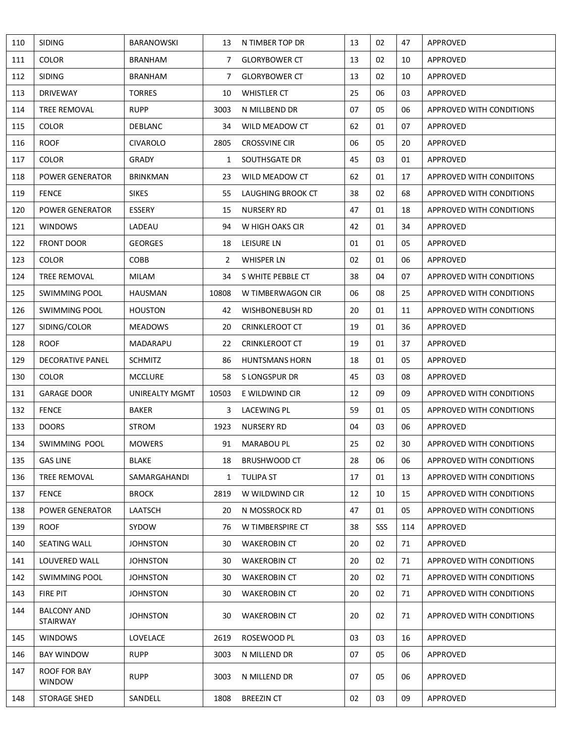| | | | | | | | | |
|---|---|---|---|---|---|---|---|---|
| 110 | SIDING | BARANOWSKI | 13 | N TIMBER TOP DR | 13 | 02 | 47 | APPROVED |
| 111 | COLOR | BRANHAM | 7 | GLORYBOWER CT | 13 | 02 | 10 | APPROVED |
| 112 | SIDING | BRANHAM | 7 | GLORYBOWER CT | 13 | 02 | 10 | APPROVED |
| 113 | DRIVEWAY | TORRES | 10 | WHISTLER CT | 25 | 06 | 03 | APPROVED |
| 114 | TREE REMOVAL | RUPP | 3003 | N MILLBEND DR | 07 | 05 | 06 | APPROVED WITH CONDITIONS |
| 115 | COLOR | DEBLANC | 34 | WILD MEADOW CT | 62 | 01 | 07 | APPROVED |
| 116 | ROOF | CIVAROLO | 2805 | CROSSVINE CIR | 06 | 05 | 20 | APPROVED |
| 117 | COLOR | GRADY | 1 | SOUTHSGATE DR | 45 | 03 | 01 | APPROVED |
| 118 | POWER GENERATOR | BRINKMAN | 23 | WILD MEADOW CT | 62 | 01 | 17 | APPROVED WITH CONDIITONS |
| 119 | FENCE | SIKES | 55 | LAUGHING BROOK CT | 38 | 02 | 68 | APPROVED WITH CONDITIONS |
| 120 | POWER GENERATOR | ESSERY | 15 | NURSERY RD | 47 | 01 | 18 | APPROVED WITH CONDITIONS |
| 121 | WINDOWS | LADEAU | 94 | W HIGH OAKS CIR | 42 | 01 | 34 | APPROVED |
| 122 | FRONT DOOR | GEORGES | 18 | LEISURE LN | 01 | 01 | 05 | APPROVED |
| 123 | COLOR | COBB | 2 | WHISPER LN | 02 | 01 | 06 | APPROVED |
| 124 | TREE REMOVAL | MILAM | 34 | S WHITE PEBBLE CT | 38 | 04 | 07 | APPROVED WITH CONDITIONS |
| 125 | SWIMMING POOL | HAUSMAN | 10808 | W TIMBERWAGON CIR | 06 | 08 | 25 | APPROVED WITH CONDITIONS |
| 126 | SWIMMING POOL | HOUSTON | 42 | WISHBONEBUSH RD | 20 | 01 | 11 | APPROVED WITH CONDITIONS |
| 127 | SIDING/COLOR | MEADOWS | 20 | CRINKLEROOT CT | 19 | 01 | 36 | APPROVED |
| 128 | ROOF | MADARAPU | 22 | CRINKLEROOT CT | 19 | 01 | 37 | APPROVED |
| 129 | DECORATIVE PANEL | SCHMITZ | 86 | HUNTSMANS HORN | 18 | 01 | 05 | APPROVED |
| 130 | COLOR | MCCLURE | 58 | S LONGSPUR DR | 45 | 03 | 08 | APPROVED |
| 131 | GARAGE DOOR | UNIREALTY MGMT | 10503 | E WILDWIND CIR | 12 | 09 | 09 | APPROVED WITH CONDITIONS |
| 132 | FENCE | BAKER | 3 | LACEWING PL | 59 | 01 | 05 | APPROVED WITH CONDITIONS |
| 133 | DOORS | STROM | 1923 | NURSERY RD | 04 | 03 | 06 | APPROVED |
| 134 | SWIMMING POOL | MOWERS | 91 | MARABOU PL | 25 | 02 | 30 | APPROVED WITH CONDITIONS |
| 135 | GAS LINE | BLAKE | 18 | BRUSHWOOD CT | 28 | 06 | 06 | APPROVED WITH CONDITIONS |
| 136 | TREE REMOVAL | SAMARGAHANDI | 1 | TULIPA ST | 17 | 01 | 13 | APPROVED WITH CONDITIONS |
| 137 | FENCE | BROCK | 2819 | W WILDWIND CIR | 12 | 10 | 15 | APPROVED WITH CONDITIONS |
| 138 | POWER GENERATOR | LAATSCH | 20 | N MOSSROCK RD | 47 | 01 | 05 | APPROVED WITH CONDITIONS |
| 139 | ROOF | SYDOW | 76 | W TIMBERSPIRE CT | 38 | SSS | 114 | APPROVED |
| 140 | SEATING WALL | JOHNSTON | 30 | WAKEROBIN CT | 20 | 02 | 71 | APPROVED |
| 141 | LOUVERED WALL | JOHNSTON | 30 | WAKEROBIN CT | 20 | 02 | 71 | APPROVED WITH CONDITIONS |
| 142 | SWIMMING POOL | JOHNSTON | 30 | WAKEROBIN CT | 20 | 02 | 71 | APPROVED WITH CONDITIONS |
| 143 | FIRE PIT | JOHNSTON | 30 | WAKEROBIN CT | 20 | 02 | 71 | APPROVED WITH CONDITIONS |
| 144 | BALCONY AND STAIRWAY | JOHNSTON | 30 | WAKEROBIN CT | 20 | 02 | 71 | APPROVED WITH CONDITIONS |
| 145 | WINDOWS | LOVELACE | 2619 | ROSEWOOD PL | 03 | 03 | 16 | APPROVED |
| 146 | BAY WINDOW | RUPP | 3003 | N MILLEND DR | 07 | 05 | 06 | APPROVED |
| 147 | ROOF FOR BAY WINDOW | RUPP | 3003 | N MILLEND DR | 07 | 05 | 06 | APPROVED |
| 148 | STORAGE SHED | SANDELL | 1808 | BREEZIN CT | 02 | 03 | 09 | APPROVED |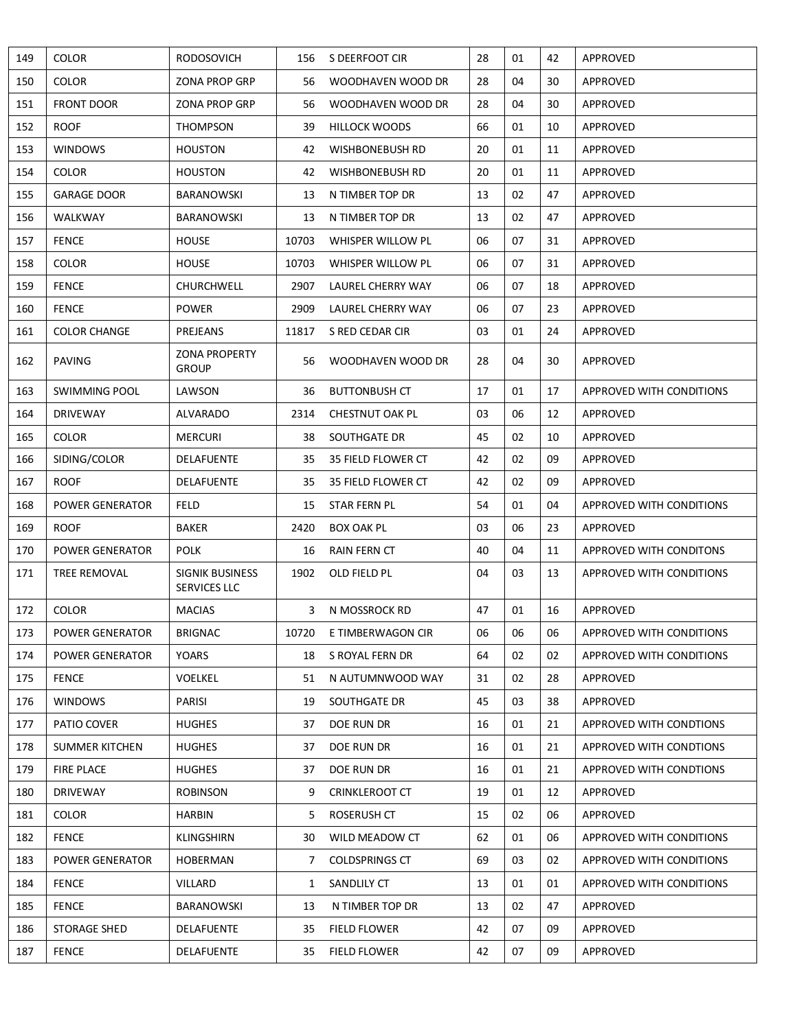| 149 | COLOR | RODOSOVICH | 156 | S DEERFOOT CIR | 28 | 01 | 42 | APPROVED |
|---|---|---|---|---|---|---|---|---|
| 150 | COLOR | ZONA PROP GRP | 56 | WOODHAVEN WOOD DR | 28 | 04 | 30 | APPROVED |
| 151 | FRONT DOOR | ZONA PROP GRP | 56 | WOODHAVEN WOOD DR | 28 | 04 | 30 | APPROVED |
| 152 | ROOF | THOMPSON | 39 | HILLOCK WOODS | 66 | 01 | 10 | APPROVED |
| 153 | WINDOWS | HOUSTON | 42 | WISHBONEBUSH RD | 20 | 01 | 11 | APPROVED |
| 154 | COLOR | HOUSTON | 42 | WISHBONEBUSH RD | 20 | 01 | 11 | APPROVED |
| 155 | GARAGE DOOR | BARANOWSKI | 13 | N TIMBER TOP DR | 13 | 02 | 47 | APPROVED |
| 156 | WALKWAY | BARANOWSKI | 13 | N TIMBER TOP DR | 13 | 02 | 47 | APPROVED |
| 157 | FENCE | HOUSE | 10703 | WHISPER WILLOW PL | 06 | 07 | 31 | APPROVED |
| 158 | COLOR | HOUSE | 10703 | WHISPER WILLOW PL | 06 | 07 | 31 | APPROVED |
| 159 | FENCE | CHURCHWELL | 2907 | LAUREL CHERRY WAY | 06 | 07 | 18 | APPROVED |
| 160 | FENCE | POWER | 2909 | LAUREL CHERRY WAY | 06 | 07 | 23 | APPROVED |
| 161 | COLOR CHANGE | PREJEANS | 11817 | S RED CEDAR CIR | 03 | 01 | 24 | APPROVED |
| 162 | PAVING | ZONA PROPERTY GROUP | 56 | WOODHAVEN WOOD DR | 28 | 04 | 30 | APPROVED |
| 163 | SWIMMING POOL | LAWSON | 36 | BUTTONBUSH CT | 17 | 01 | 17 | APPROVED WITH CONDITIONS |
| 164 | DRIVEWAY | ALVARADO | 2314 | CHESTNUT OAK PL | 03 | 06 | 12 | APPROVED |
| 165 | COLOR | MERCURI | 38 | SOUTHGATE DR | 45 | 02 | 10 | APPROVED |
| 166 | SIDING/COLOR | DELAFUENTE | 35 | 35 FIELD FLOWER CT | 42 | 02 | 09 | APPROVED |
| 167 | ROOF | DELAFUENTE | 35 | 35 FIELD FLOWER CT | 42 | 02 | 09 | APPROVED |
| 168 | POWER GENERATOR | FELD | 15 | STAR FERN PL | 54 | 01 | 04 | APPROVED WITH CONDITIONS |
| 169 | ROOF | BAKER | 2420 | BOX OAK PL | 03 | 06 | 23 | APPROVED |
| 170 | POWER GENERATOR | POLK | 16 | RAIN FERN CT | 40 | 04 | 11 | APPROVED WITH CONDITONS |
| 171 | TREE REMOVAL | SIGNIK BUSINESS SERVICES LLC | 1902 | OLD FIELD PL | 04 | 03 | 13 | APPROVED WITH CONDITIONS |
| 172 | COLOR | MACIAS | 3 | N MOSSROCK RD | 47 | 01 | 16 | APPROVED |
| 173 | POWER GENERATOR | BRIGNAC | 10720 | E TIMBERWAGON CIR | 06 | 06 | 06 | APPROVED WITH CONDITIONS |
| 174 | POWER GENERATOR | YOARS | 18 | S ROYAL FERN DR | 64 | 02 | 02 | APPROVED WITH CONDITIONS |
| 175 | FENCE | VOELKEL | 51 | N AUTUMNWOOD WAY | 31 | 02 | 28 | APPROVED |
| 176 | WINDOWS | PARISI | 19 | SOUTHGATE DR | 45 | 03 | 38 | APPROVED |
| 177 | PATIO COVER | HUGHES | 37 | DOE RUN DR | 16 | 01 | 21 | APPROVED WITH CONDTIONS |
| 178 | SUMMER KITCHEN | HUGHES | 37 | DOE RUN DR | 16 | 01 | 21 | APPROVED WITH CONDTIONS |
| 179 | FIRE PLACE | HUGHES | 37 | DOE RUN DR | 16 | 01 | 21 | APPROVED WITH CONDTIONS |
| 180 | DRIVEWAY | ROBINSON | 9 | CRINKLEROOT CT | 19 | 01 | 12 | APPROVED |
| 181 | COLOR | HARBIN | 5 | ROSERUSH CT | 15 | 02 | 06 | APPROVED |
| 182 | FENCE | KLINGSHIRN | 30 | WILD MEADOW CT | 62 | 01 | 06 | APPROVED WITH CONDITIONS |
| 183 | POWER GENERATOR | HOBERMAN | 7 | COLDSPRINGS CT | 69 | 03 | 02 | APPROVED WITH CONDITIONS |
| 184 | FENCE | VILLARD | 1 | SANDLILY CT | 13 | 01 | 01 | APPROVED WITH CONDITIONS |
| 185 | FENCE | BARANOWSKI | 13 | N TIMBER TOP DR | 13 | 02 | 47 | APPROVED |
| 186 | STORAGE SHED | DELAFUENTE | 35 | FIELD FLOWER | 42 | 07 | 09 | APPROVED |
| 187 | FENCE | DELAFUENTE | 35 | FIELD FLOWER | 42 | 07 | 09 | APPROVED |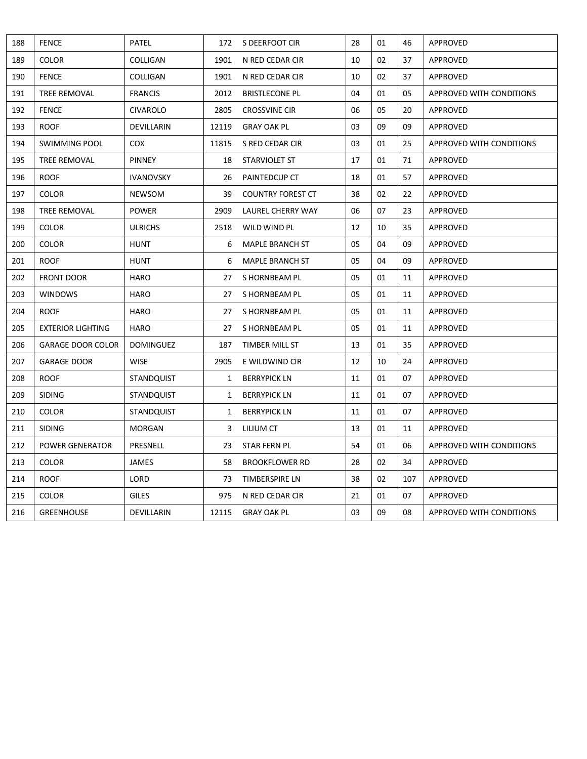| | | | | | | | | |
|---|---|---|---|---|---|---|---|---|
| 188 | FENCE | PATEL | 172 | S DEERFOOT CIR | 28 | 01 | 46 | APPROVED |
| 189 | COLOR | COLLIGAN | 1901 | N RED CEDAR CIR | 10 | 02 | 37 | APPROVED |
| 190 | FENCE | COLLIGAN | 1901 | N RED CEDAR CIR | 10 | 02 | 37 | APPROVED |
| 191 | TREE REMOVAL | FRANCIS | 2012 | BRISTLECONE PL | 04 | 01 | 05 | APPROVED WITH CONDITIONS |
| 192 | FENCE | CIVAROLO | 2805 | CROSSVINE CIR | 06 | 05 | 20 | APPROVED |
| 193 | ROOF | DEVILLARIN | 12119 | GRAY OAK PL | 03 | 09 | 09 | APPROVED |
| 194 | SWIMMING POOL | COX | 11815 | S RED CEDAR CIR | 03 | 01 | 25 | APPROVED WITH CONDITIONS |
| 195 | TREE REMOVAL | PINNEY | 18 | STARVIOLET ST | 17 | 01 | 71 | APPROVED |
| 196 | ROOF | IVANOVSKY | 26 | PAINTEDCUP CT | 18 | 01 | 57 | APPROVED |
| 197 | COLOR | NEWSOM | 39 | COUNTRY FOREST CT | 38 | 02 | 22 | APPROVED |
| 198 | TREE REMOVAL | POWER | 2909 | LAUREL CHERRY WAY | 06 | 07 | 23 | APPROVED |
| 199 | COLOR | ULRICHS | 2518 | WILD WIND PL | 12 | 10 | 35 | APPROVED |
| 200 | COLOR | HUNT | 6 | MAPLE BRANCH ST | 05 | 04 | 09 | APPROVED |
| 201 | ROOF | HUNT | 6 | MAPLE BRANCH ST | 05 | 04 | 09 | APPROVED |
| 202 | FRONT DOOR | HARO | 27 | S HORNBEAM PL | 05 | 01 | 11 | APPROVED |
| 203 | WINDOWS | HARO | 27 | S HORNBEAM PL | 05 | 01 | 11 | APPROVED |
| 204 | ROOF | HARO | 27 | S HORNBEAM PL | 05 | 01 | 11 | APPROVED |
| 205 | EXTERIOR LIGHTING | HARO | 27 | S HORNBEAM PL | 05 | 01 | 11 | APPROVED |
| 206 | GARAGE DOOR COLOR | DOMINGUEZ | 187 | TIMBER MILL ST | 13 | 01 | 35 | APPROVED |
| 207 | GARAGE DOOR | WISE | 2905 | E WILDWIND CIR | 12 | 10 | 24 | APPROVED |
| 208 | ROOF | STANDQUIST | 1 | BERRYPICK LN | 11 | 01 | 07 | APPROVED |
| 209 | SIDING | STANDQUIST | 1 | BERRYPICK LN | 11 | 01 | 07 | APPROVED |
| 210 | COLOR | STANDQUIST | 1 | BERRYPICK LN | 11 | 01 | 07 | APPROVED |
| 211 | SIDING | MORGAN | 3 | LILIUM CT | 13 | 01 | 11 | APPROVED |
| 212 | POWER GENERATOR | PRESNELL | 23 | STAR FERN PL | 54 | 01 | 06 | APPROVED WITH CONDITIONS |
| 213 | COLOR | JAMES | 58 | BROOKFLOWER RD | 28 | 02 | 34 | APPROVED |
| 214 | ROOF | LORD | 73 | TIMBERSPIRE LN | 38 | 02 | 107 | APPROVED |
| 215 | COLOR | GILES | 975 | N RED CEDAR CIR | 21 | 01 | 07 | APPROVED |
| 216 | GREENHOUSE | DEVILLARIN | 12115 | GRAY OAK PL | 03 | 09 | 08 | APPROVED WITH CONDITIONS |